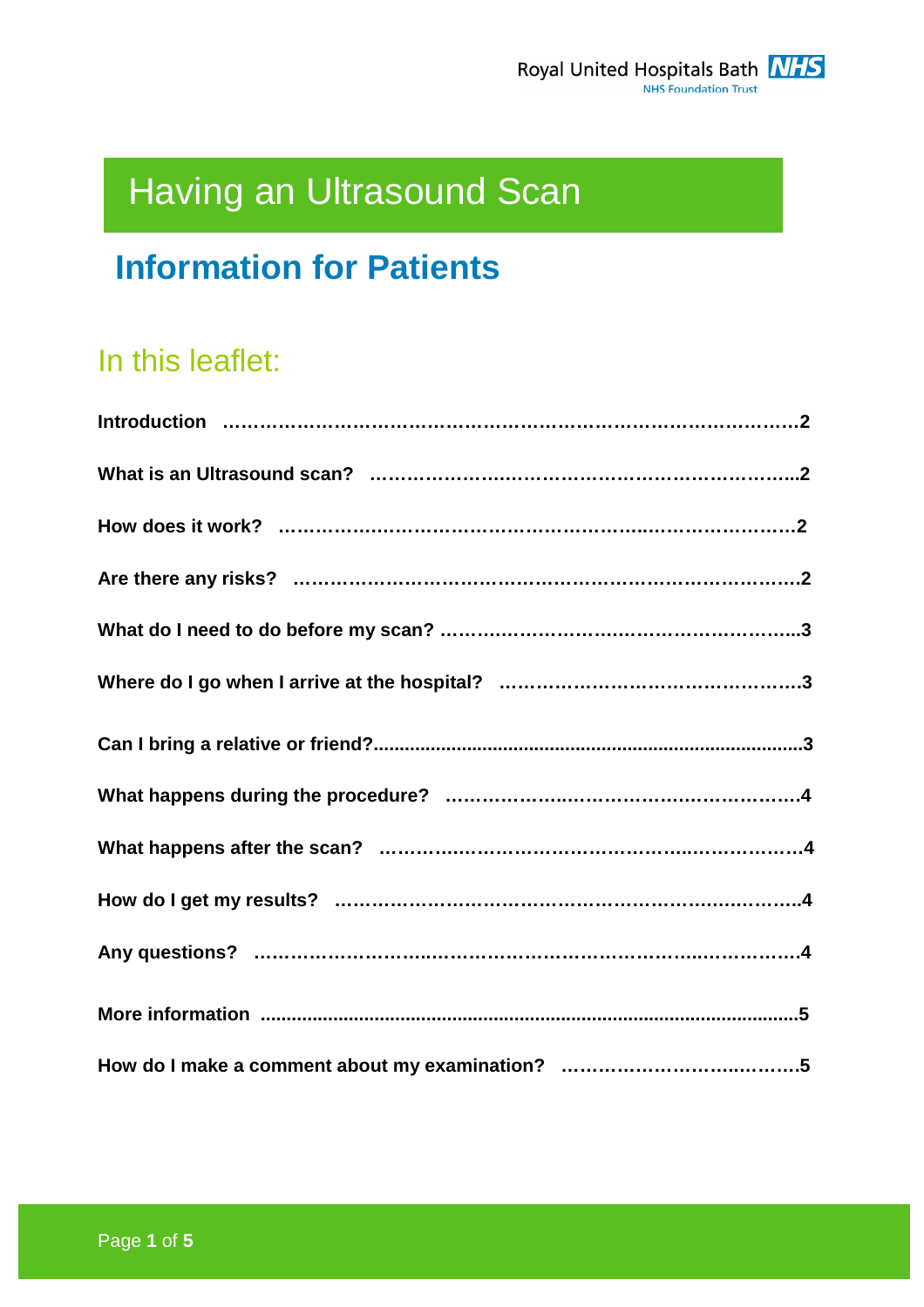Royal United Hospitals Bath NHS Foundation Trust

# Having an Ultrasound Scan

## Information for Patients

### In this leaflet:

**Introduction ……………………………………………………………………………2**

**What is an Ultrasound scan? ……………………………………………………….2**

**How does it work? ………………………………………………………………………2**

**Are there any risks? ……………………………………………………………………2**

**What do I need to do before my scan? ………………………………………………3**

**Where do I go when I arrive at the hospital? …………………………………………3**

**Can I bring a relative or friend?..........................................................................3**

**What happens during the procedure? …………………………………………………4**

**What happens after the scan? …………………………………………………………4**

**How do I get my results? ………………………………………………………………4**

**Any questions? …………………………………………………………………………4**

**More information ......................................................................................................5**

**How do I make a comment about my examination? ……………………………….5**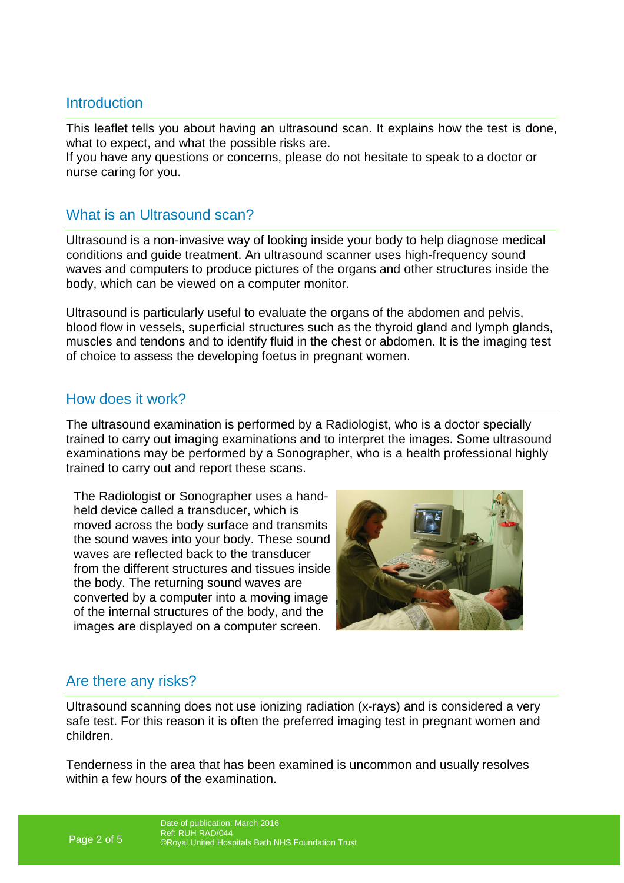## Introduction

This leaflet tells you about having an ultrasound scan. It explains how the test is done, what to expect, and what the possible risks are.
If you have any questions or concerns, please do not hesitate to speak to a doctor or nurse caring for you.

## What is an Ultrasound scan?

Ultrasound is a non-invasive way of looking inside your body to help diagnose medical conditions and guide treatment. An ultrasound scanner uses high-frequency sound waves and computers to produce pictures of the organs and other structures inside the body, which can be viewed on a computer monitor.

Ultrasound is particularly useful to evaluate the organs of the abdomen and pelvis, blood flow in vessels, superficial structures such as the thyroid gland and lymph glands, muscles and tendons and to identify fluid in the chest or abdomen. It is the imaging test of choice to assess the developing foetus in pregnant women.

## How does it work?

The ultrasound examination is performed by a Radiologist, who is a doctor specially trained to carry out imaging examinations and to interpret the images. Some ultrasound examinations may be performed by a Sonographer, who is a health professional highly trained to carry out and report these scans.

The Radiologist or Sonographer uses a hand-held device called a transducer, which is moved across the body surface and transmits the sound waves into your body. These sound waves are reflected back to the transducer from the different structures and tissues inside the body. The returning sound waves are converted by a computer into a moving image of the internal structures of the body, and the images are displayed on a computer screen.

## Are there any risks?

Ultrasound scanning does not use ionizing radiation (x-rays) and is considered a very safe test. For this reason it is often the preferred imaging test in pregnant women and children.

Tenderness in the area that has been examined is uncommon and usually resolves within a few hours of the examination.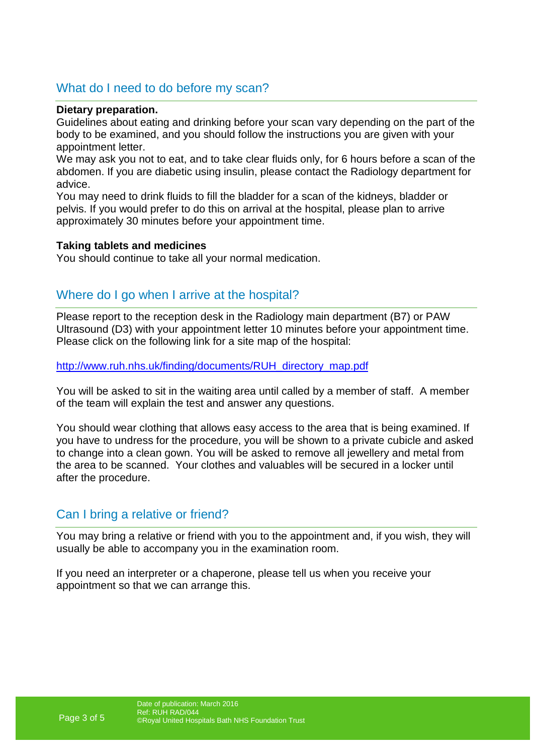## What do I need to do before my scan?

**Dietary preparation.**

Guidelines about eating and drinking before your scan vary depending on the part of the body to be examined, and you should follow the instructions you are given with your appointment letter.

We may ask you not to eat, and to take clear fluids only, for 6 hours before a scan of the abdomen. If you are diabetic using insulin, please contact the Radiology department for advice.

You may need to drink fluids to fill the bladder for a scan of the kidneys, bladder or pelvis. If you would prefer to do this on arrival at the hospital, please plan to arrive approximately 30 minutes before your appointment time.

**Taking tablets and medicines**

You should continue to take all your normal medication.

## Where do I go when I arrive at the hospital?

Please report to the reception desk in the Radiology main department (B7) or PAW Ultrasound (D3) with your appointment letter 10 minutes before your appointment time. Please click on the following link for a site map of the hospital:

http://www.ruh.nhs.uk/finding/documents/RUH_directory_map.pdf

You will be asked to sit in the waiting area until called by a member of staff. A member of the team will explain the test and answer any questions.

You should wear clothing that allows easy access to the area that is being examined. If you have to undress for the procedure, you will be shown to a private cubicle and asked to change into a clean gown. You will be asked to remove all jewellery and metal from the area to be scanned. Your clothes and valuables will be secured in a locker until after the procedure.

## Can I bring a relative or friend?

You may bring a relative or friend with you to the appointment and, if you wish, they will usually be able to accompany you in the examination room.

If you need an interpreter or a chaperone, please tell us when you receive your appointment so that we can arrange this.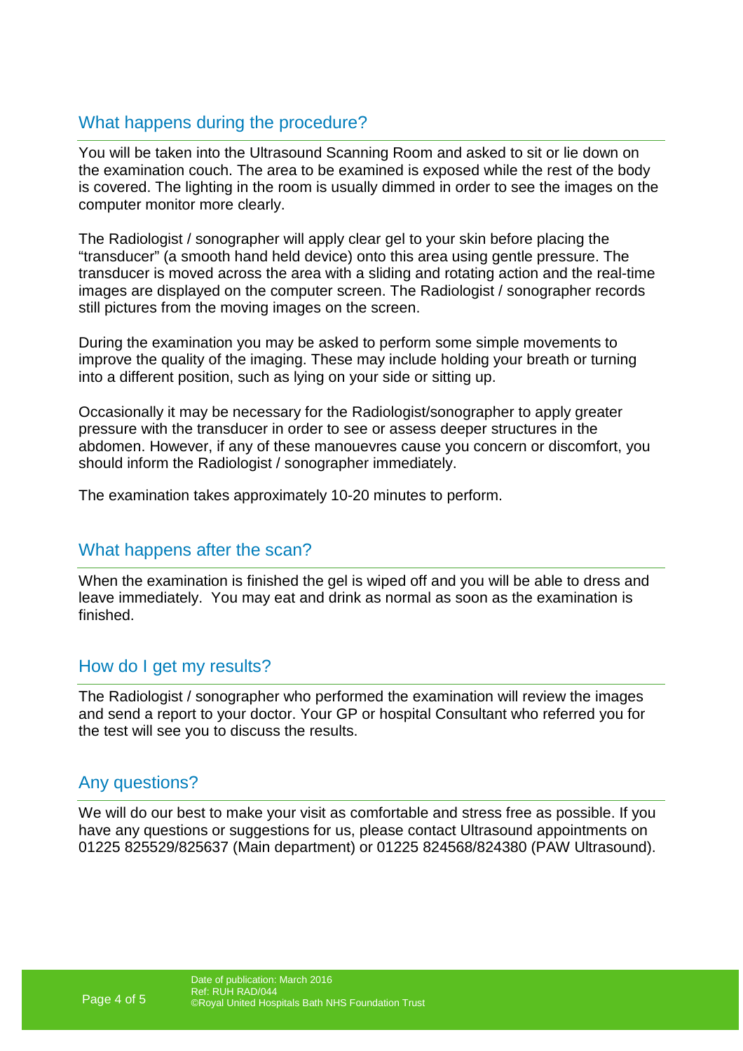## What happens during the procedure?

You will be taken into the Ultrasound Scanning Room and asked to sit or lie down on the examination couch. The area to be examined is exposed while the rest of the body is covered. The lighting in the room is usually dimmed in order to see the images on the computer monitor more clearly.

The Radiologist / sonographer will apply clear gel to your skin before placing the "transducer" (a smooth hand held device) onto this area using gentle pressure. The transducer is moved across the area with a sliding and rotating action and the real-time images are displayed on the computer screen. The Radiologist / sonographer records still pictures from the moving images on the screen.

During the examination you may be asked to perform some simple movements to improve the quality of the imaging. These may include holding your breath or turning into a different position, such as lying on your side or sitting up.

Occasionally it may be necessary for the Radiologist/sonographer to apply greater pressure with the transducer in order to see or assess deeper structures in the abdomen. However, if any of these manouevres cause you concern or discomfort, you should inform the Radiologist / sonographer immediately.

The examination takes approximately 10-20 minutes to perform.

## What happens after the scan?

When the examination is finished the gel is wiped off and you will be able to dress and leave immediately. You may eat and drink as normal as soon as the examination is finished.

## How do I get my results?

The Radiologist / sonographer who performed the examination will review the images and send a report to your doctor. Your GP or hospital Consultant who referred you for the test will see you to discuss the results.

## Any questions?

We will do our best to make your visit as comfortable and stress free as possible. If you have any questions or suggestions for us, please contact Ultrasound appointments on 01225 825529/825637 (Main department) or 01225 824568/824380 (PAW Ultrasound).

Date of publication: March 2016
Ref: RUH RAD/044
©Royal United Hospitals Bath NHS Foundation Trust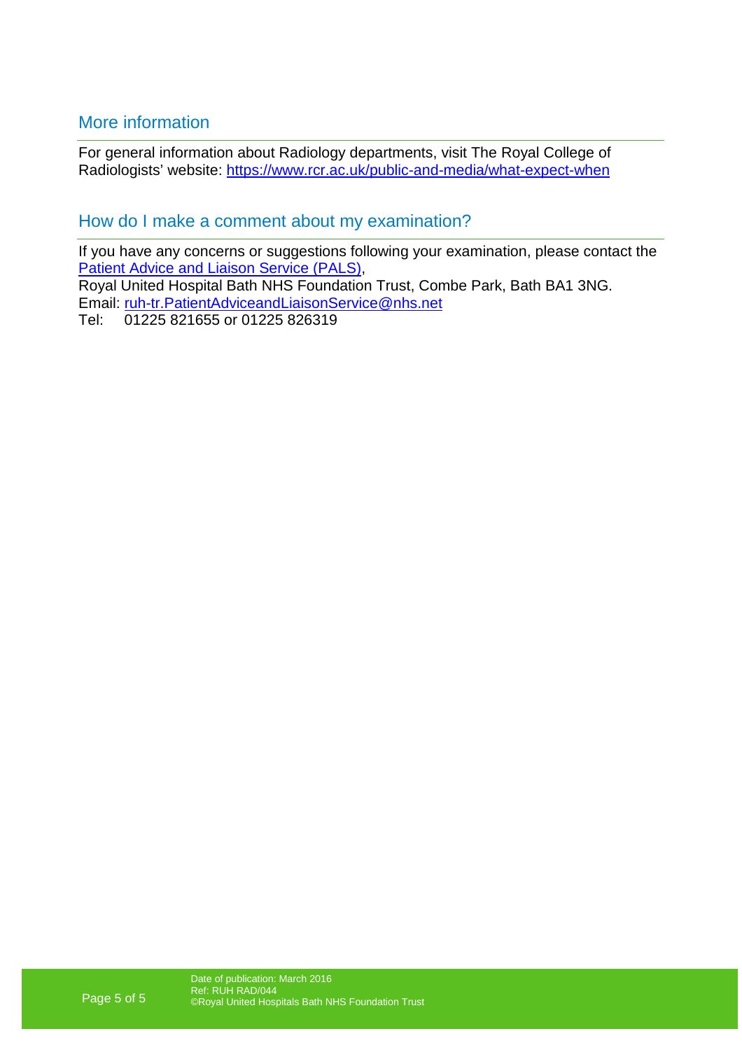## More information

For general information about Radiology departments, visit The Royal College of Radiologists' website: https://www.rcr.ac.uk/public-and-media/what-expect-when

## How do I make a comment about my examination?

If you have any concerns or suggestions following your examination, please contact the Patient Advice and Liaison Service (PALS),
Royal United Hospital Bath NHS Foundation Trust, Combe Park, Bath BA1 3NG.
Email: ruh-tr.PatientAdviceandLiaisonService@nhs.net
Tel: 01225 821655 or 01225 826319

Date of publication: March 2016
Ref: RUH RAD/044
©Royal United Hospitals Bath NHS Foundation Trust